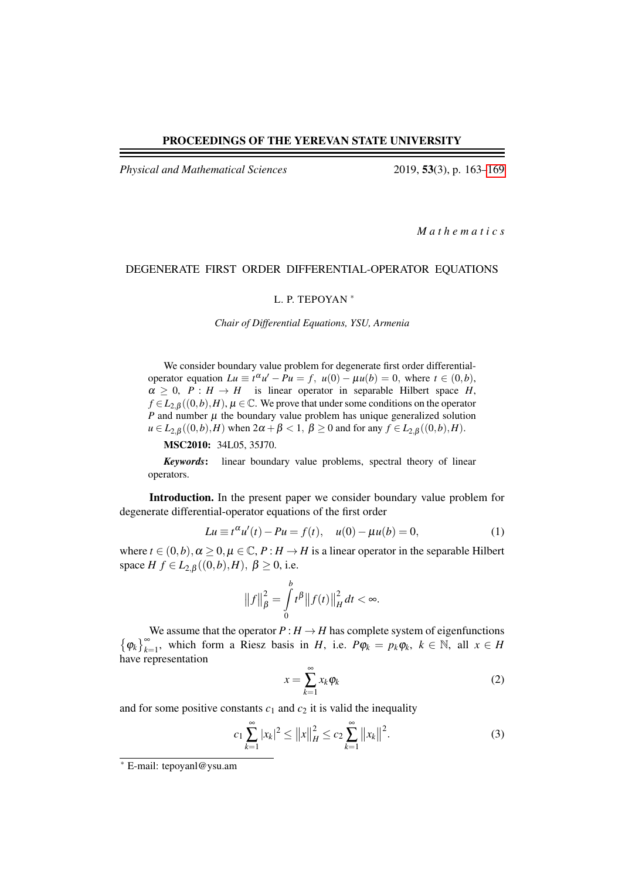*Mathematics*

# DEGENERATE FIRST ORDER DIFFERENTIAL-OPERATOR EQUATIONS

L. P. TEPOYAN [*]

*Chair of Differential Equations, YSU, Armenia*

We consider boundary value problem for degenerate first order differential-operator equation $Lu \equiv t^{\alpha}u' - Pu = f,\ u(0) - \mu u(b) = 0$, where $t \in (0,b)$, $\alpha \geq 0$, $P : H \to H$ is linear operator in separable Hilbert space $H$, $f \in L_{2,\beta}((0,b),H)$, $\mu \in \mathbb{C}$. We prove that under some conditions on the operator $P$ and number $\mu$ the boundary value problem has unique generalized solution $u \in L_{2,\beta}((0,b),H)$ when $2\alpha + \beta < 1,\ \beta \geq 0$ and for any $f \in L_{2,\beta}((0,b),H)$.

**MSC2010:** 34L05, 35J70.

***Keywords*:** linear boundary value problems, spectral theory of linear operators.

**Introduction.** In the present paper we consider boundary value problem for degenerate differential-operator equations of the first order

$$Lu \equiv t^{\alpha}u'(t) - Pu = f(t), \quad u(0) - \mu u(b) = 0, \tag{1}$$

where $t \in (0,b), \alpha \geq 0, \mu \in \mathbb{C}$, $P : H \to H$ is a linear operator in the separable Hilbert space $H$ $f \in L_{2,\beta}((0,b),H),\ \beta \geq 0$, i.e.

$$\left\|f\right\|_{\beta}^{2} = \int_{0}^{b} t^{\beta}\left\|f(t)\right\|_{H}^{2} dt < \infty.$$

We assume that the operator $P : H \to H$ has complete system of eigenfunctions $\{\varphi_k\}_{k=1}^{\infty}$, which form a Riesz basis in $H$, i.e. $P\varphi_k = p_k\varphi_k,\ k \in \mathbb{N}$, all $x \in H$ have representation

$$x = \sum_{k=1}^{\infty} x_k \varphi_k \tag{2}$$

and for some positive constants $c_1$ and $c_2$ it is valid the inequality

$$c_1 \sum_{k=1}^{\infty} |x_k|^2 \leq \left\|x\right\|_{H}^{2} \leq c_2 \sum_{k=1}^{\infty} \left\|x_k\right\|^{2}. \tag{3}$$

[*] E-mail: tepoyanl@ysu.am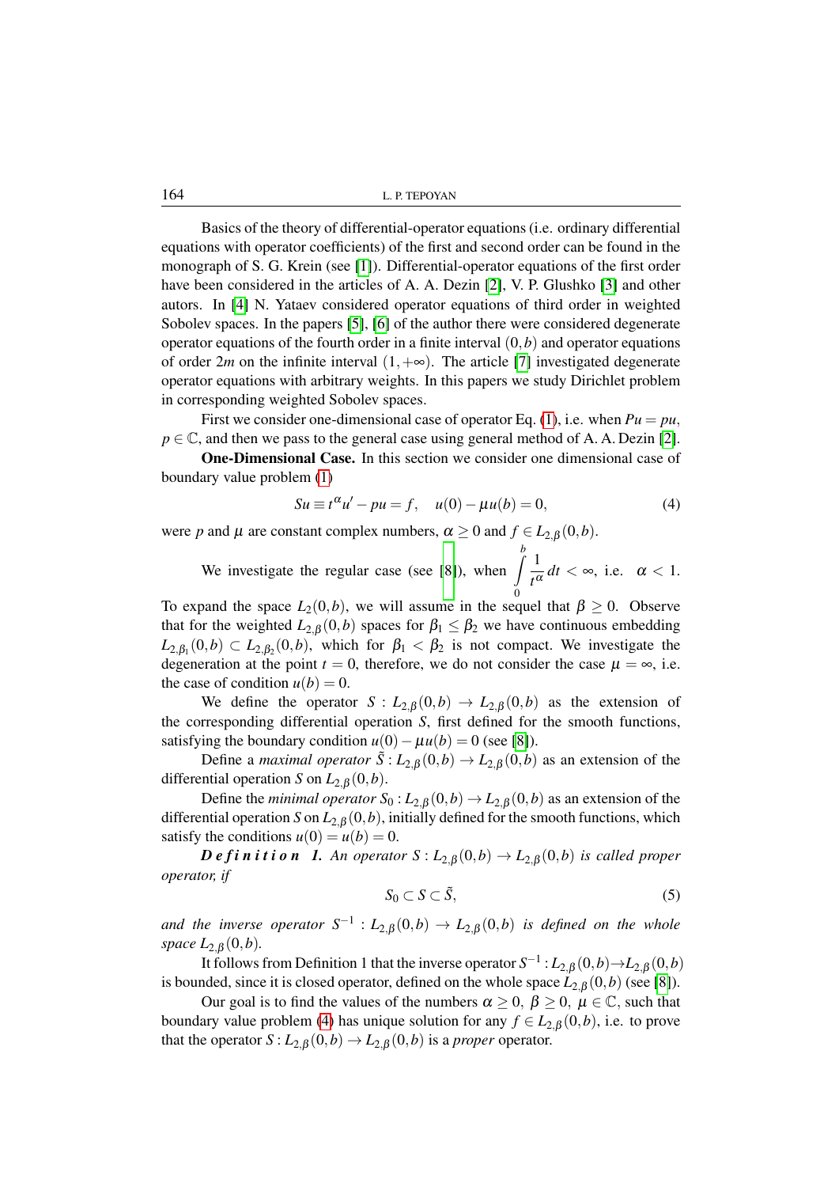Basics of the theory of differential-operator equations (i.e. ordinary differential equations with operator coefficients) of the first and second order can be found in the monograph of S. G. Krein (see [1]). Differential-operator equations of the first order have been considered in the articles of A. A. Dezin [2], V. P. Glushko [3] and other autors. In [4] N. Yataev considered operator equations of third order in weighted Sobolev spaces. In the papers [5], [6] of the author there were considered degenerate operator equations of the fourth order in a finite interval $(0,b)$ and operator equations of order $2m$ on the infinite interval $(1,+\infty)$. The article [7] investigated degenerate operator equations with arbitrary weights. In this papers we study Dirichlet problem in corresponding weighted Sobolev spaces.

First we consider one-dimensional case of operator Eq. (1), i.e. when $Pu = pu$, $p \in \mathbb{C}$, and then we pass to the general case using general method of A. A. Dezin [2].

**One-Dimensional Case.** In this section we consider one dimensional case of boundary value problem (1)

$$Su \equiv t^{\alpha}u' - pu = f, \quad u(0) - \mu u(b) = 0, \tag{4}$$

were $p$ and $\mu$ are constant complex numbers, $\alpha \geq 0$ and $f \in L_{2,\beta}(0,b)$.

We investigate the regular case (see [8]), when $\int\limits_0^b \frac{1}{t^{\alpha}}\,dt < \infty$, i.e. $\alpha < 1$. To expand the space $L_2(0,b)$, we will assume in the sequel that $\beta \geq 0$. Observe that for the weighted $L_{2,\beta}(0,b)$ spaces for $\beta_1 \leq \beta_2$ we have continuous embedding $L_{2,\beta_1}(0,b) \subset L_{2,\beta_2}(0,b)$, which for $\beta_1 < \beta_2$ is not compact. We investigate the degeneration at the point $t = 0$, therefore, we do not consider the case $\mu = \infty$, i.e. the case of condition $u(b) = 0$.

We define the operator $S : L_{2,\beta}(0,b) \to L_{2,\beta}(0,b)$ as the extension of the corresponding differential operation $S$, first defined for the smooth functions, satisfying the boundary condition $u(0) - \mu u(b) = 0$ (see [8]).

Define a *maximal operator* $\tilde{S} : L_{2,\beta}(0,b) \to L_{2,\beta}(0,b)$ as an extension of the differential operation $S$ on $L_{2,\beta}(0,b)$.

Define the *minimal operator* $S_0 : L_{2,\beta}(0,b) \to L_{2,\beta}(0,b)$ as an extension of the differential operation $S$ on $L_{2,\beta}(0,b)$, initially defined for the smooth functions, which satisfy the conditions $u(0) = u(b) = 0$.

***Definition 1.*** *An operator $S : L_{2,\beta}(0,b) \to L_{2,\beta}(0,b)$ is called proper operator, if*

$$S_0 \subset S \subset \tilde{S}, \tag{5}$$

*and the inverse operator $S^{-1} : L_{2,\beta}(0,b) \to L_{2,\beta}(0,b)$ is defined on the whole space $L_{2,\beta}(0,b)$.*

It follows from Definition 1 that the inverse operator $S^{-1} : L_{2,\beta}(0,b) \to L_{2,\beta}(0,b)$ is bounded, since it is closed operator, defined on the whole space $L_{2,\beta}(0,b)$ (see [8]).

Our goal is to find the values of the numbers $\alpha \geq 0$, $\beta \geq 0$, $\mu \in \mathbb{C}$, such that boundary value problem (4) has unique solution for any $f \in L_{2,\beta}(0,b)$, i.e. to prove that the operator $S : L_{2,\beta}(0,b) \to L_{2,\beta}(0,b)$ is a *proper* operator.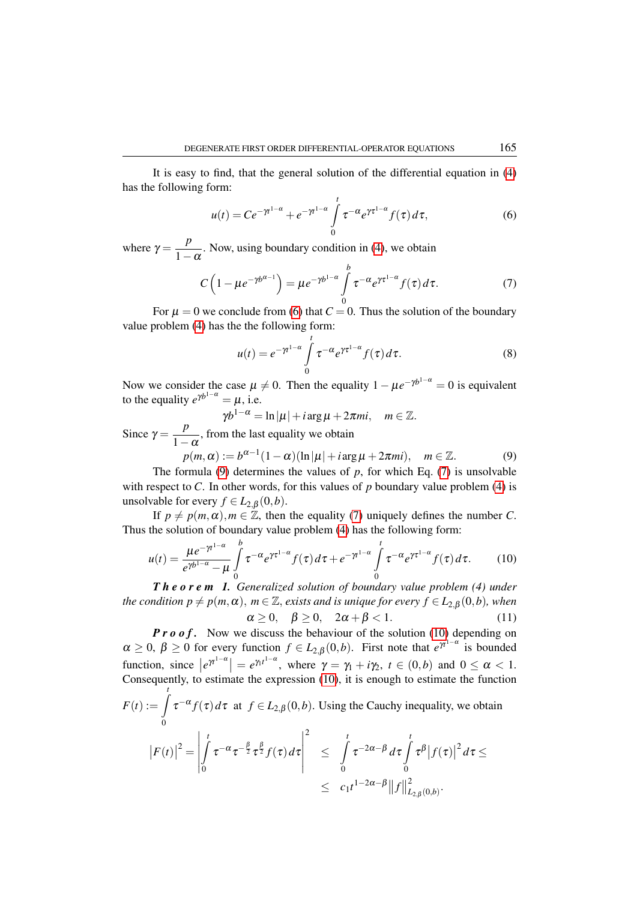It is easy to find, that the general solution of the differential equation in (4) has the following form:

$$u(t) = Ce^{-\gamma t^{1-\alpha}} + e^{-\gamma t^{1-\alpha}} \int_0^t \tau^{-\alpha} e^{\gamma \tau^{1-\alpha}} f(\tau)\, d\tau, \tag{6}$$

where $\gamma = \dfrac{p}{1-\alpha}$. Now, using boundary condition in (4), we obtain

$$C\left(1 - \mu e^{-\gamma b^{\alpha-1}}\right) = \mu e^{-\gamma b^{1-\alpha}} \int_0^b \tau^{-\alpha} e^{\gamma \tau^{1-\alpha}} f(\tau)\, d\tau. \tag{7}$$

For $\mu = 0$ we conclude from (6) that $C = 0$. Thus the solution of the boundary value problem (4) has the the following form:

$$u(t) = e^{-\gamma t^{1-\alpha}} \int_0^t \tau^{-\alpha} e^{\gamma \tau^{1-\alpha}} f(\tau)\, d\tau. \tag{8}$$

Now we consider the case $\mu \neq 0$. Then the equality $1 - \mu e^{-\gamma b^{1-\alpha}} = 0$ is equivalent to the equality $e^{\gamma b^{1-\alpha}} = \mu$, i.e.

$$\gamma b^{1-\alpha} = \ln|\mu| + i \arg \mu + 2\pi m i, \quad m \in \mathbb{Z}.$$

Since $\gamma = \dfrac{p}{1-\alpha}$, from the last equality we obtain

$$p(m,\alpha) := b^{\alpha-1}(1-\alpha)(\ln|\mu| + i \arg \mu + 2\pi m i), \quad m \in \mathbb{Z}. \tag{9}$$

The formula (9) determines the values of $p$, for which Eq. (7) is unsolvable with respect to $C$. In other words, for this values of $p$ boundary value problem (4) is unsolvable for every $f \in L_{2,\beta}(0,b)$.

If $p \neq p(m,\alpha), m \in \mathbb{Z}$, then the equality (7) uniquely defines the number $C$. Thus the solution of boundary value problem (4) has the following form:

$$u(t) = \frac{\mu e^{-\gamma t^{1-\alpha}}}{e^{\gamma b^{1-\alpha}} - \mu} \int_0^b \tau^{-\alpha} e^{\gamma \tau^{1-\alpha}} f(\tau)\, d\tau + e^{-\gamma t^{1-\alpha}} \int_0^t \tau^{-\alpha} e^{\gamma \tau^{1-\alpha}} f(\tau)\, d\tau. \tag{10}$$

**Theorem 1.** *Generalized solution of boundary value problem (4) under the condition $p \neq p(m,\alpha)$, $m \in \mathbb{Z}$, exists and is unique for every $f \in L_{2,\beta}(0,b)$, when*

$$\alpha \geq 0, \quad \beta \geq 0, \quad 2\alpha + \beta < 1. \tag{11}$$

***Proof.*** Now we discuss the behaviour of the solution (10) depending on $\alpha \geq 0$, $\beta \geq 0$ for every function $f \in L_{2,\beta}(0,b)$. First note that $e^{\gamma t^{1-\alpha}}$ is bounded function, since $\left|e^{\gamma t^{1-\alpha}}\right| = e^{\gamma_1 t^{1-\alpha}}$, where $\gamma = \gamma_1 + i\gamma_2$, $t \in (0,b)$ and $0 \leq \alpha < 1$. Consequently, to estimate the expression (10), it is enough to estimate the function $F(t) := \int_0^t \tau^{-\alpha} f(\tau)\, d\tau$ at $f \in L_{2,\beta}(0,b)$. Using the Cauchy inequality, we obtain

$$\begin{aligned} |F(t)|^2 = \left| \int_0^t \tau^{-\alpha} \tau^{-\frac{\beta}{2}} \tau^{\frac{\beta}{2}} f(\tau)\, d\tau \right|^2 &\leq \int_0^t \tau^{-2\alpha-\beta}\, d\tau \int_0^t \tau^{\beta} |f(\tau)|^2\, d\tau \leq \\ &\leq c_1 t^{1-2\alpha-\beta} \|f\|^2_{L_{2,\beta}(0,b)}. \end{aligned}$$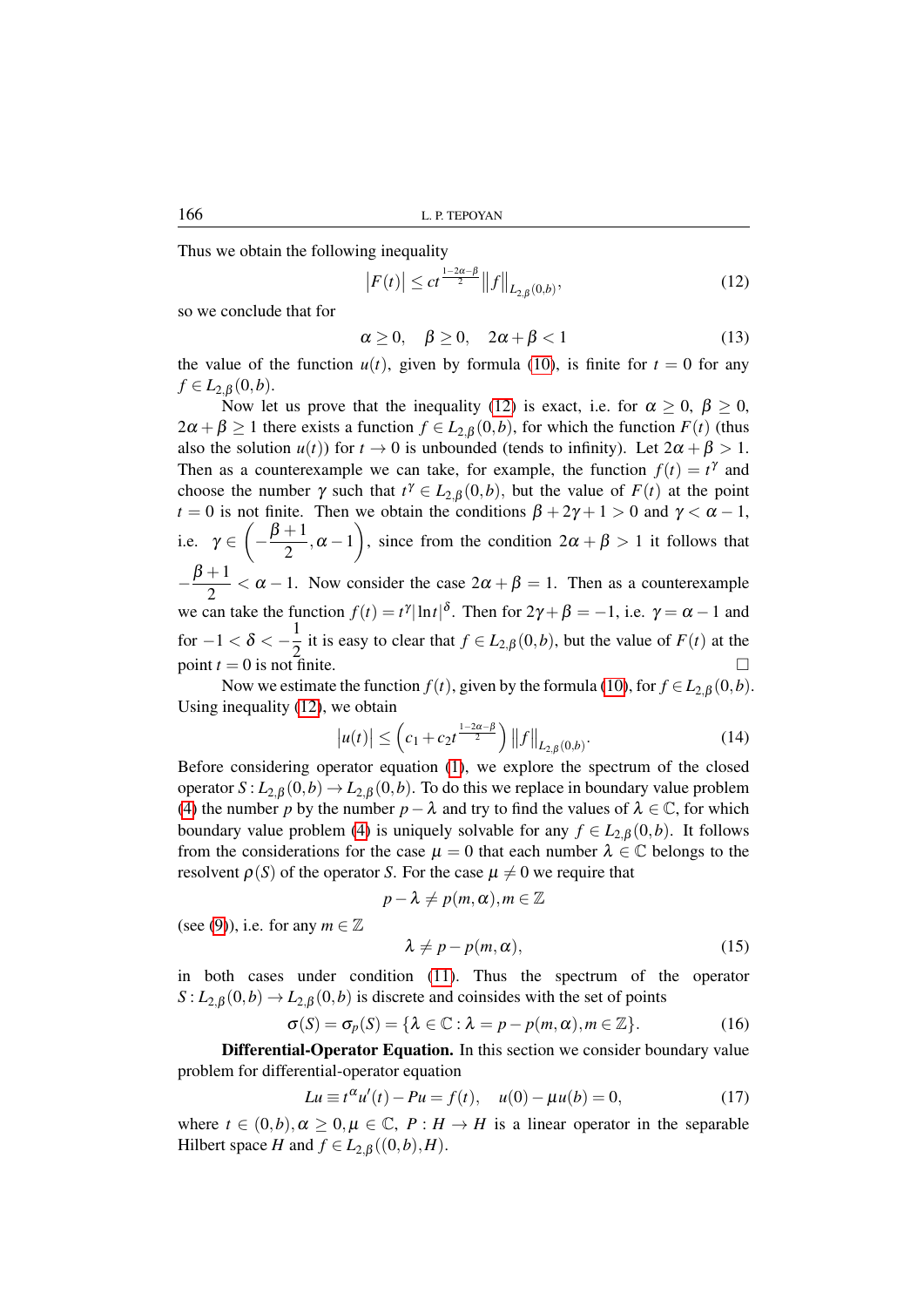Thus we obtain the following inequality

$$\left|F(t)\right| \leq ct^{\frac{1-2\alpha-\beta}{2}} \left\|f\right\|_{L_{2,\beta}(0,b)}, \tag{12}$$

so we conclude that for

$$\alpha \geq 0, \quad \beta \geq 0, \quad 2\alpha+\beta < 1 \tag{13}$$

the value of the function $u(t)$, given by formula (10), is finite for $t=0$ for any $f \in L_{2,\beta}(0,b)$.

Now let us prove that the inequality (12) is exact, i.e. for $\alpha \geq 0$, $\beta \geq 0$, $2\alpha+\beta \geq 1$ there exists a function $f \in L_{2,\beta}(0,b)$, for which the function $F(t)$ (thus also the solution $u(t)$) for $t \to 0$ is unbounded (tends to infinity). Let $2\alpha+\beta > 1$. Then as a counterexample we can take, for example, the function $f(t) = t^{\gamma}$ and choose the number $\gamma$ such that $t^{\gamma} \in L_{2,\beta}(0,b)$, but the value of $F(t)$ at the point $t=0$ is not finite. Then we obtain the conditions $\beta+2\gamma+1 > 0$ and $\gamma < \alpha - 1$, i.e. $\gamma \in \left(-\dfrac{\beta+1}{2}, \alpha-1\right)$, since from the condition $2\alpha+\beta > 1$ it follows that $-\dfrac{\beta+1}{2} < \alpha - 1$. Now consider the case $2\alpha+\beta = 1$. Then as a counterexample we can take the function $f(t) = t^{\gamma}|\ln t|^{\delta}$. Then for $2\gamma+\beta = -1$, i.e. $\gamma = \alpha-1$ and for $-1 < \delta < -\dfrac{1}{2}$ it is easy to clear that $f \in L_{2,\beta}(0,b)$, but the value of $F(t)$ at the point $t=0$ is not finite. $\square$

Now we estimate the function $f(t)$, given by the formula (10), for $f \in L_{2,\beta}(0,b)$. Using inequality (12), we obtain

$$\left|u(t)\right| \leq \left(c_1 + c_2 t^{\frac{1-2\alpha-\beta}{2}}\right) \left\|f\right\|_{L_{2,\beta}(0,b)}. \tag{14}$$

Before considering operator equation (1), we explore the spectrum of the closed operator $S : L_{2,\beta}(0,b) \to L_{2,\beta}(0,b)$. To do this we replace in boundary value problem (4) the number $p$ by the number $p-\lambda$ and try to find the values of $\lambda \in \mathbb{C}$, for which boundary value problem (4) is uniquely solvable for any $f \in L_{2,\beta}(0,b)$. It follows from the considerations for the case $\mu = 0$ that each number $\lambda \in \mathbb{C}$ belongs to the resolvent $\rho(S)$ of the operator $S$. For the case $\mu \neq 0$ we require that

$$p - \lambda \neq p(m,\alpha), m \in \mathbb{Z}$$

(see (9)), i.e. for any $m \in \mathbb{Z}$

$$\lambda \neq p - p(m,\alpha), \tag{15}$$

in both cases under condition (11). Thus the spectrum of the operator $S : L_{2,\beta}(0,b) \to L_{2,\beta}(0,b)$ is discrete and coinsides with the set of points

$$\sigma(S) = \sigma_p(S) = \{\lambda \in \mathbb{C} : \lambda = p - p(m,\alpha), m \in \mathbb{Z}\}. \tag{16}$$

**Differential-Operator Equation.** In this section we consider boundary value problem for differential-operator equation

$$Lu \equiv t^{\alpha}u'(t) - Pu = f(t), \quad u(0) - \mu u(b) = 0, \tag{17}$$

where $t \in (0,b), \alpha \geq 0, \mu \in \mathbb{C}$, $P : H \to H$ is a linear operator in the separable Hilbert space $H$ and $f \in L_{2,\beta}((0,b),H)$.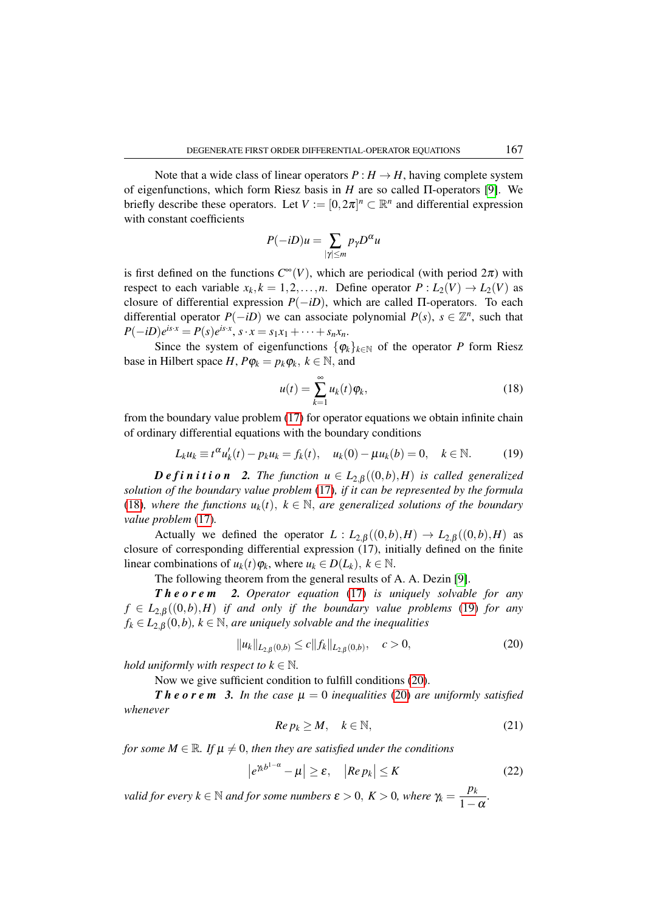Note that a wide class of linear operators $P : H \to H$, having complete system of eigenfunctions, which form Riesz basis in $H$ are so called $\Pi$-operators [9]. We briefly describe these operators. Let $V := [0, 2\pi]^n \subset \mathbb{R}^n$ and differential expression with constant coefficients

$$P(-iD)u = \sum_{|\gamma| \le m} p_\gamma D^\alpha u$$

is first defined on the functions $C^\infty(V)$, which are periodical (with period $2\pi$) with respect to each variable $x_k, k = 1, 2, \ldots, n$. Define operator $P : L_2(V) \to L_2(V)$ as closure of differential expression $P(-iD)$, which are called $\Pi$-operators. To each differential operator $P(-iD)$ we can associate polynomial $P(s)$, $s \in \mathbb{Z}^n$, such that $P(-iD)e^{is \cdot x} = P(s)e^{is \cdot x}$, $s \cdot x = s_1 x_1 + \cdots + s_n x_n$.

Since the system of eigenfunctions $\{\varphi_k\}_{k \in \mathbb{N}}$ of the operator $P$ form Riesz base in Hilbert space $H$, $P\varphi_k = p_k \varphi_k$, $k \in \mathbb{N}$, and

$$u(t) = \sum_{k=1}^{\infty} u_k(t) \varphi_k, \tag{18}$$

from the boundary value problem (17) for operator equations we obtain infinite chain of ordinary differential equations with the boundary conditions

$$L_k u_k \equiv t^\alpha u_k'(t) - p_k u_k = f_k(t), \quad u_k(0) - \mu u_k(b) = 0, \quad k \in \mathbb{N}. \tag{19}$$

***Definition 2.*** *The function $u \in L_{2,\beta}((0,b), H)$ is called generalized solution of the boundary value problem (17), if it can be represented by the formula (18), where the functions $u_k(t)$, $k \in \mathbb{N}$, are generalized solutions of the boundary value problem (17).*

Actually we defined the operator $L : L_{2,\beta}((0,b), H) \to L_{2,\beta}((0,b), H)$ as closure of corresponding differential expression (17), initially defined on the finite linear combinations of $u_k(t)\varphi_k$, where $u_k \in D(L_k)$, $k \in \mathbb{N}$.

The following theorem from the general results of A. A. Dezin [9].

***Theorem 2.*** *Operator equation (17) is uniquely solvable for any $f \in L_{2,\beta}((0,b), H)$ if and only if the boundary value problems (19) for any $f_k \in L_{2,\beta}(0,b)$, $k \in \mathbb{N}$, are uniquely solvable and the inequalities*

$$\|u_k\|_{L_{2,\beta}(0,b)} \le c \|f_k\|_{L_{2,\beta}(0,b)}, \quad c > 0, \tag{20}$$

*hold uniformly with respect to $k \in \mathbb{N}$.*

Now we give sufficient condition to fulfill conditions (20).

***Theorem 3.*** *In the case $\mu = 0$ inequalities (20) are uniformly satisfied whenever*

$$Re\, p_k \ge M, \quad k \in \mathbb{N}, \tag{21}$$

*for some $M \in \mathbb{R}$. If $\mu \neq 0$, then they are satisfied under the conditions*

$$\left| e^{\gamma_k b^{1-\alpha}} - \mu \right| \ge \varepsilon, \quad \left| Re\, p_k \right| \le K \tag{22}$$

*valid for every $k \in \mathbb{N}$ and for some numbers $\varepsilon > 0$, $K > 0$, where $\gamma_k = \dfrac{p_k}{1 - \alpha}$.*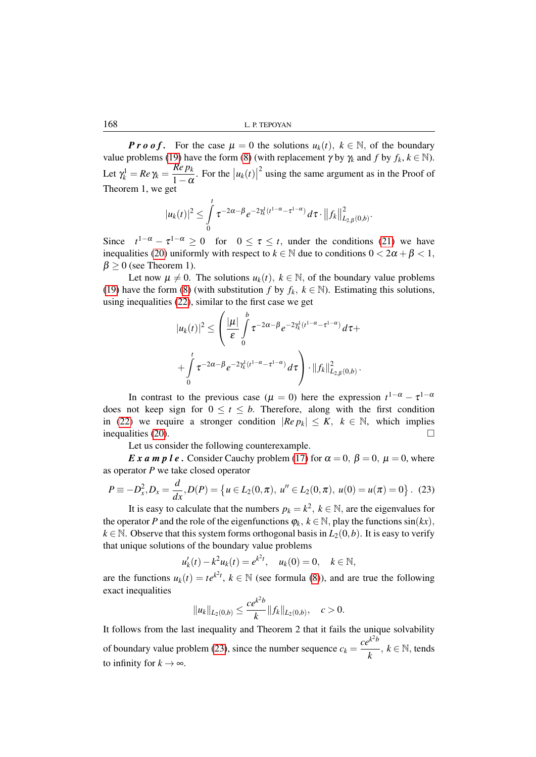***P r o o f .*** For the case $\mu = 0$ the solutions $u_k(t)$, $k \in \mathbb{N}$, of the boundary value problems (19) have the form (8) (with replacement $\gamma$ by $\gamma_k$ and $f$ by $f_k$, $k \in \mathbb{N}$). Let $\gamma_k^1 = Re\,\gamma_k = \dfrac{Re\,p_k}{1-\alpha}$. For the $|u_k(t)|^2$ using the same argument as in the Proof of Theorem 1, we get

$$|u_k(t)|^2 \le \int_0^t \tau^{-2\alpha-\beta} e^{-2\gamma_k^1 (t^{1-\alpha} - \tau^{1-\alpha})}\, d\tau \cdot \|f_k\|^2_{L_{2,\beta}(0,b)}.$$

Since $\quad t^{1-\alpha} - \tau^{1-\alpha} \ge 0 \quad$ for $\quad 0 \le \tau \le t$, under the conditions (21) we have inequalities (20) uniformly with respect to $k \in \mathbb{N}$ due to conditions $0 < 2\alpha + \beta < 1$, $\beta \ge 0$ (see Theorem 1).

Let now $\mu \ne 0$. The solutions $u_k(t)$, $k \in \mathbb{N}$, of the boundary value problems (19) have the form (8) (with substitution $f$ by $f_k$, $k \in \mathbb{N}$). Estimating this solutions, using inequalities (22), similar to the first case we get

$$|u_k(t)|^2 \le \left( \frac{|\mu|}{\varepsilon} \int_0^b \tau^{-2\alpha-\beta} e^{-2\gamma_k^1 (t^{1-\alpha} - \tau^{1-\alpha})}\, d\tau + \right.$$

$$\left. + \int_0^t \tau^{-2\alpha-\beta} e^{-2\gamma_k^1 (t^{1-\alpha} - \tau^{1-\alpha})}\, d\tau \right) \cdot \|f_k\|^2_{L_{2,\beta}(0,b)}.$$

In contrast to the previous case ($\mu = 0$) here the expression $t^{1-\alpha} - \tau^{1-\alpha}$ does not keep sign for $0 \le t \le b$. Therefore, along with the first condition in (22) we require a stronger condition $|Re\,p_k| \le K$, $k \in \mathbb{N}$, which implies inequalities (20). $\square$

Let us consider the following counterexample.

***E x a m p l e .*** Consider Cauchy problem (17) for $\alpha = 0$, $\beta = 0$, $\mu = 0$, where as operator $P$ we take closed operator

$$P \equiv -D_x^2, D_x = \frac{d}{dx}, D(P) = \left\{ u \in L_2(0,\pi),\ u'' \in L_2(0,\pi),\ u(0) = u(\pi) = 0 \right\}. \quad (23)$$

It is easy to calculate that the numbers $p_k = k^2$, $k \in \mathbb{N}$, are the eigenvalues for the operator $P$ and the role of the eigenfunctions $\varphi_k$, $k \in \mathbb{N}$, play the functions $\sin(kx)$, $k \in \mathbb{N}$. Observe that this system forms orthogonal basis in $L_2(0,b)$. It is easy to verify that unique solutions of the boundary value problems

$$u_k'(t) - k^2 u_k(t) = e^{k^2 t}, \quad u_k(0) = 0, \quad k \in \mathbb{N},$$

are the functions $u_k(t) = t e^{k^2 t}$, $k \in \mathbb{N}$ (see formula (8)), and are true the following exact inequalities

$$\|u_k\|_{L_2(0,b)} \le \frac{c e^{k^2 b}}{k} \|f_k\|_{L_2(0,b)}, \quad c > 0.$$

It follows from the last inequality and Theorem 2 that it fails the unique solvability of boundary value problem (23), since the number sequence $c_k = \dfrac{c e^{k^2 b}}{k}$, $k \in \mathbb{N}$, tends to infinity for $k \to \infty$.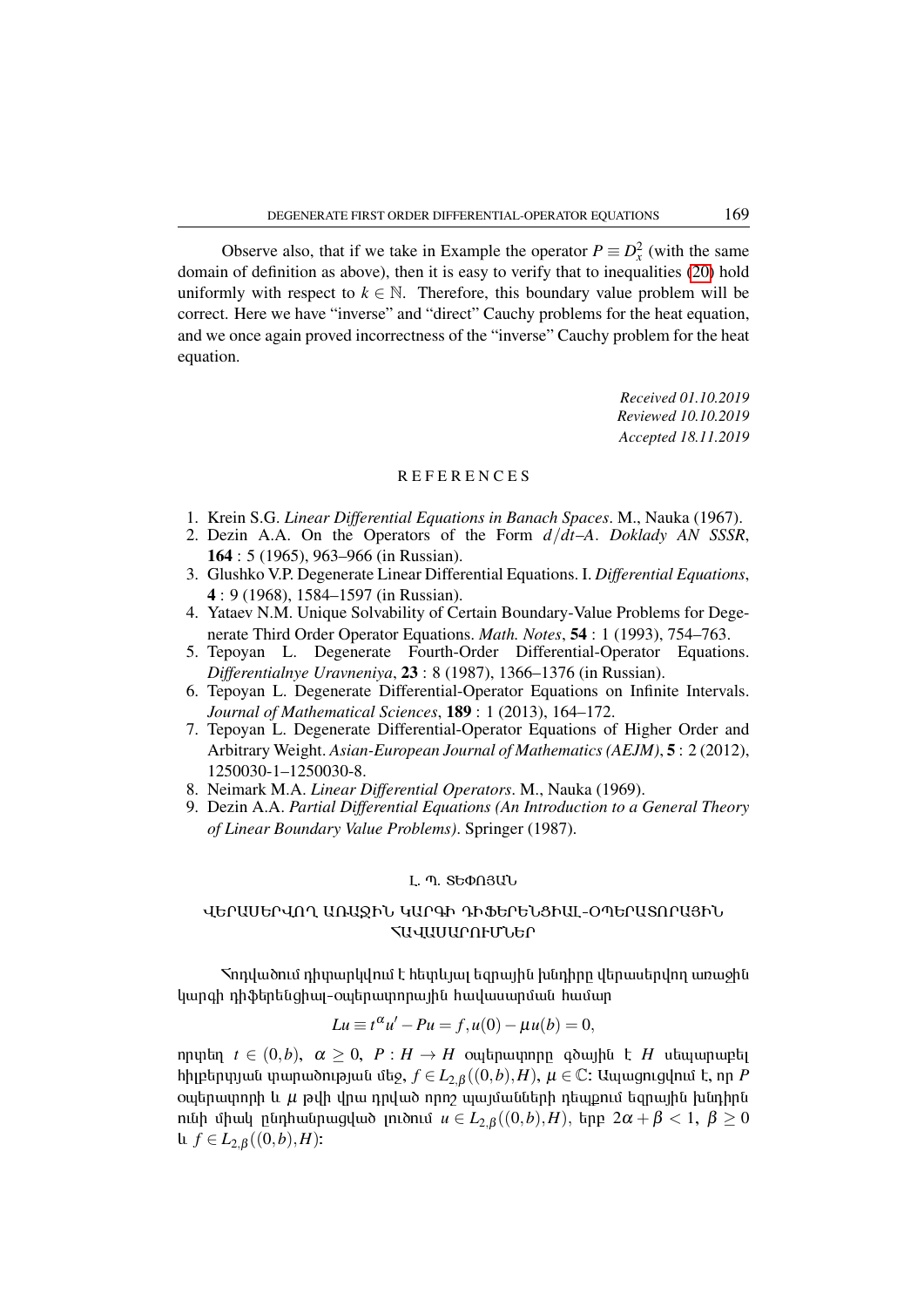Observe also, that if we take in Example the operator $P \equiv D_x^2$ (with the same domain of definition as above), then it is easy to verify that to inequalities (20) hold uniformly with respect to $k \in \mathbb{N}$. Therefore, this boundary value problem will be correct. Here we have "inverse" and "direct" Cauchy problems for the heat equation, and we once again proved incorrectness of the "inverse" Cauchy problem for the heat equation.

*Received 01.10.2019*
*Reviewed 10.10.2019*
*Accepted 18.11.2019*

## REFERENCES

1. Krein S.G. *Linear Differential Equations in Banach Spaces*. M., Nauka (1967).
2. Dezin A.A. On the Operators of the Form $d/dt$–$A$. *Doklady AN SSSR*, **164** : 5 (1965), 963–966 (in Russian).
3. Glushko V.P. Degenerate Linear Differential Equations. I. *Differential Equations*, **4** : 9 (1968), 1584–1597 (in Russian).
4. Yataev N.M. Unique Solvability of Certain Boundary-Value Problems for Degenerate Third Order Operator Equations. *Math. Notes*, **54** : 1 (1993), 754–763.
5. Tepoyan L. Degenerate Fourth-Order Differential-Operator Equations. *Differentialnye Uravneniya*, **23** : 8 (1987), 1366–1376 (in Russian).
6. Tepoyan L. Degenerate Differential-Operator Equations on Infinite Intervals. *Journal of Mathematical Sciences*, **189** : 1 (2013), 164–172.
7. Tepoyan L. Degenerate Differential-Operator Equations of Higher Order and Arbitrary Weight. *Asian-European Journal of Mathematics (AEJM)*, **5** : 2 (2012), 1250030-1–1250030-8.
8. Neimark M.A. *Linear Differential Operators*. M., Nauka (1969).
9. Dezin A.A. *Partial Differential Equations (An Introduction to a General Theory of Linear Boundary Value Problems)*. Springer (1987).

Լ. Պ. ՏԵՓՈՅԱՆ

## ՎԵՐԱՍԵՐՎՈՂ ԱՌԱՋԻՆ ԿԱՐԳԻ ԴԻՖԵՐԵՆՑԻԱԼ-ՕՊԵՐԱՏՈՐԱՅԻՆ ՀԱՎԱՍԱՐՈՒՄՆԵՐ

Հոդվածում դիտարկվում է հետևյալ եզրային խնդիրը վերասերվող առաջին կարգի դիֆերենցիալ-օպերատորային հավասարման համար

$$Lu \equiv t^{\alpha}u' - Pu = f, u(0) - \mu u(b) = 0,$$

որտեղ $t \in (0,b)$, $\alpha \geq 0$, $P : H \to H$ օպերատորը գծային է $H$ սեպարաբել հիլբերտյան տարածության մեջ, $f \in L_{2,\beta}((0,b),H)$, $\mu \in \mathbb{C}$: Ապացուցվում է, որ $P$ օպերատորի և $\mu$ թվի վրա դրված որոշ պայմանների դեպքում եզրային խնդիրն ունի միակ ընդհանրացված լուծում $u \in L_{2,\beta}((0,b),H)$, երբ $2\alpha + \beta < 1$, $\beta \geq 0$ և $f \in L_{2,\beta}((0,b),H)$: